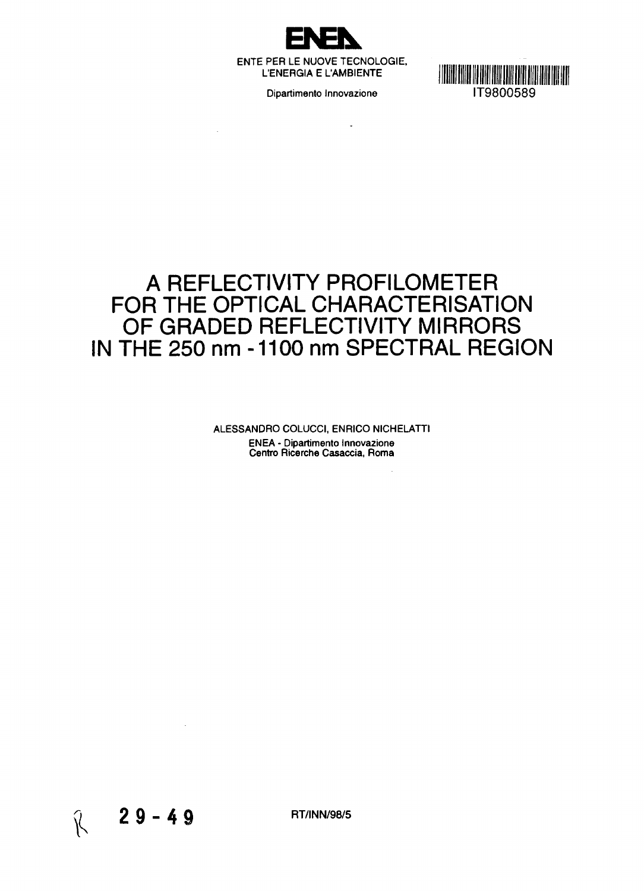**ENEA**

ENTE PER LE NUOVE TECNOLOGIE, L'ENERGIA E L'AMBIENTE

Dipartimento Innovazione

IT9800589

# A REFLECTIVITY PROFILOMETER FOR THE OPTICAL CHARACTERISATION OF GRADED REFLECTIVITY MIRRORS IN THE 250 nm - 1100 nm SPECTRAL REGION

ALESSANDRO COLUCCI, ENRICO NICHELATTI

ENEA - Dipartimento Innovazione
Centro Ricerche Casaccia, Roma

R 29-49

RT/INN/98/5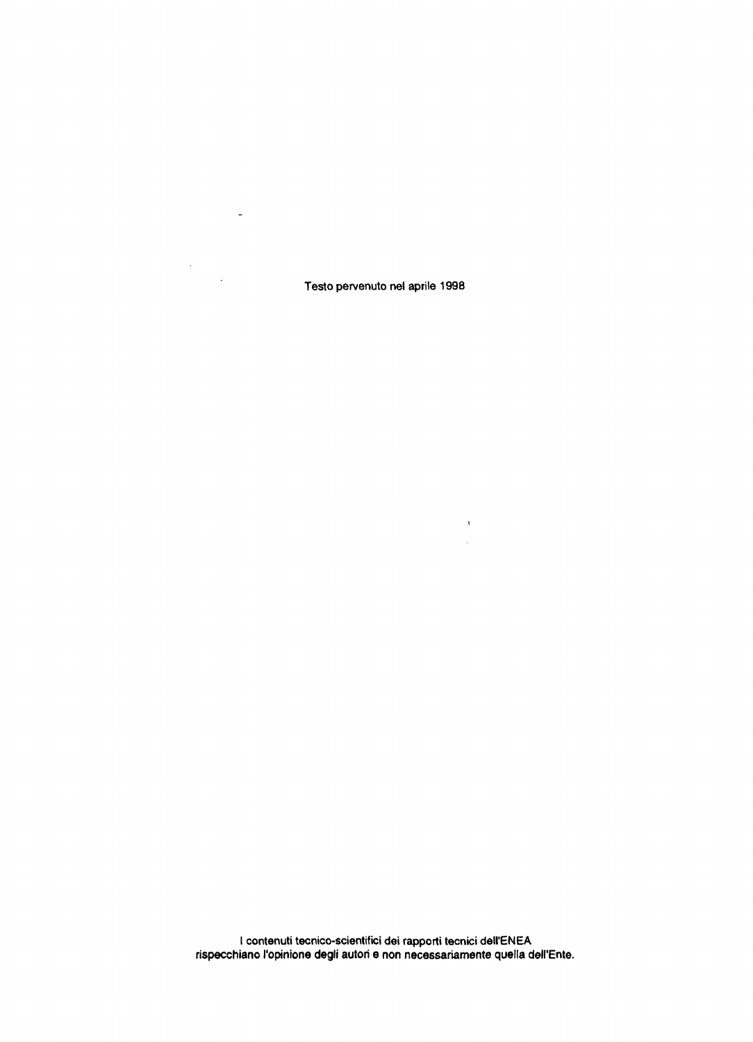Testo pervenuto nel aprile 1998

I contenuti tecnico-scientifici dei rapporti tecnici dell'ENEA rispecchiano l'opinione degli autori e non necessariamente quella dell'Ente.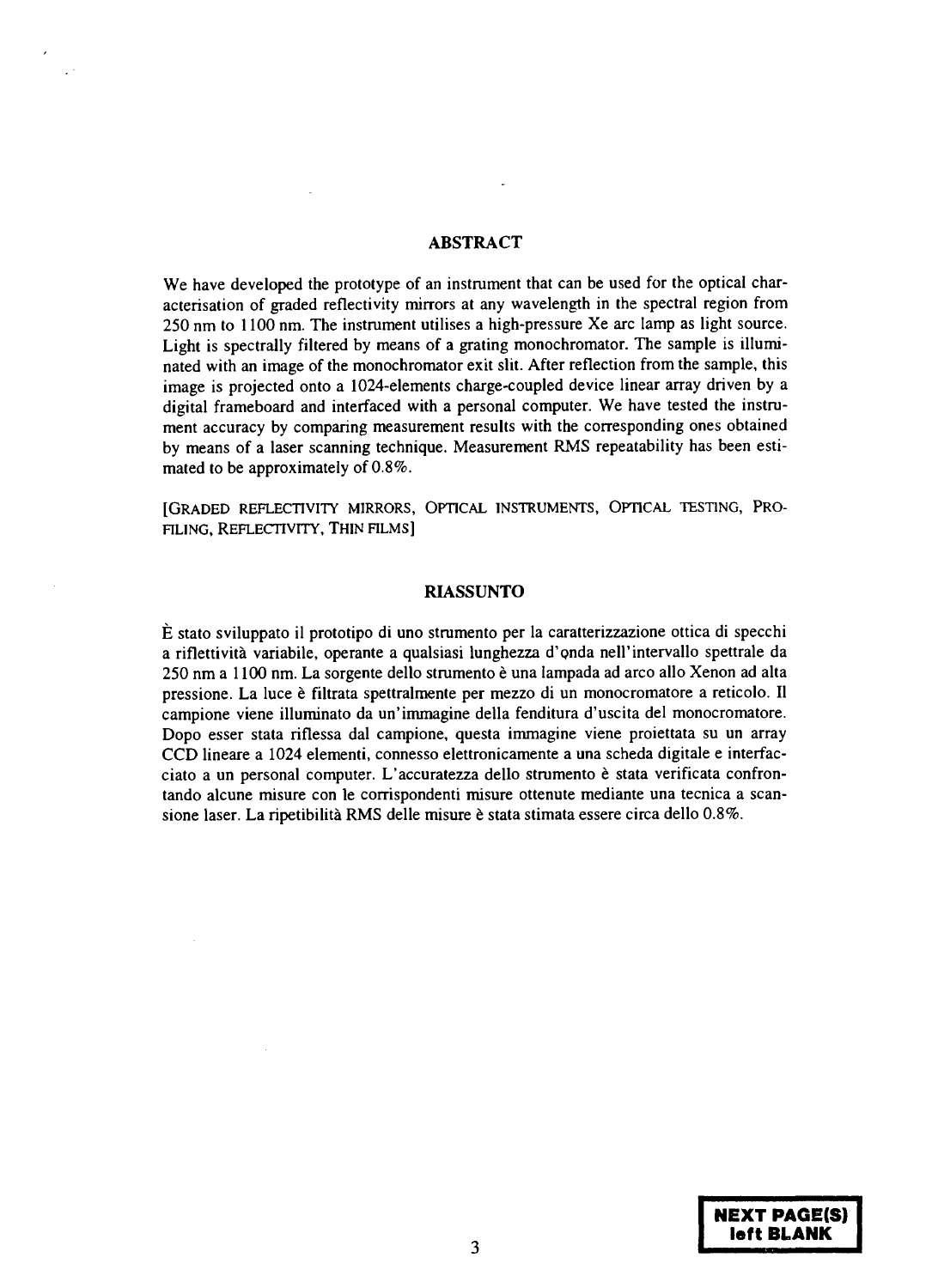## ABSTRACT

We have developed the prototype of an instrument that can be used for the optical characterisation of graded reflectivity mirrors at any wavelength in the spectral region from 250 nm to 1100 nm. The instrument utilises a high-pressure Xe arc lamp as light source. Light is spectrally filtered by means of a grating monochromator. The sample is illuminated with an image of the monochromator exit slit. After reflection from the sample, this image is projected onto a 1024-elements charge-coupled device linear array driven by a digital frameboard and interfaced with a personal computer. We have tested the instrument accuracy by comparing measurement results with the corresponding ones obtained by means of a laser scanning technique. Measurement RMS repeatability has been estimated to be approximately of 0.8%.

[GRADED REFLECTIVITY MIRRORS, OPTICAL INSTRUMENTS, OPTICAL TESTING, PROFILING, REFLECTIVITY, THIN FILMS]

## RIASSUNTO

È stato sviluppato il prototipo di uno strumento per la caratterizzazione ottica di specchi a riflettività variabile, operante a qualsiasi lunghezza d'onda nell'intervallo spettrale da 250 nm a 1100 nm. La sorgente dello strumento è una lampada ad arco allo Xenon ad alta pressione. La luce è filtrata spettralmente per mezzo di un monocromatore a reticolo. Il campione viene illuminato da un'immagine della fenditura d'uscita del monocromatore. Dopo esser stata riflessa dal campione, questa immagine viene proiettata su un array CCD lineare a 1024 elementi, connesso elettronicamente a una scheda digitale e interfacciato a un personal computer. L'accuratezza dello strumento è stata verificata confrontando alcune misure con le corrispondenti misure ottenute mediante una tecnica a scansione laser. La ripetibilità RMS delle misure è stata stimata essere circa dello 0.8%.

NEXT PAGE(S) left BLANK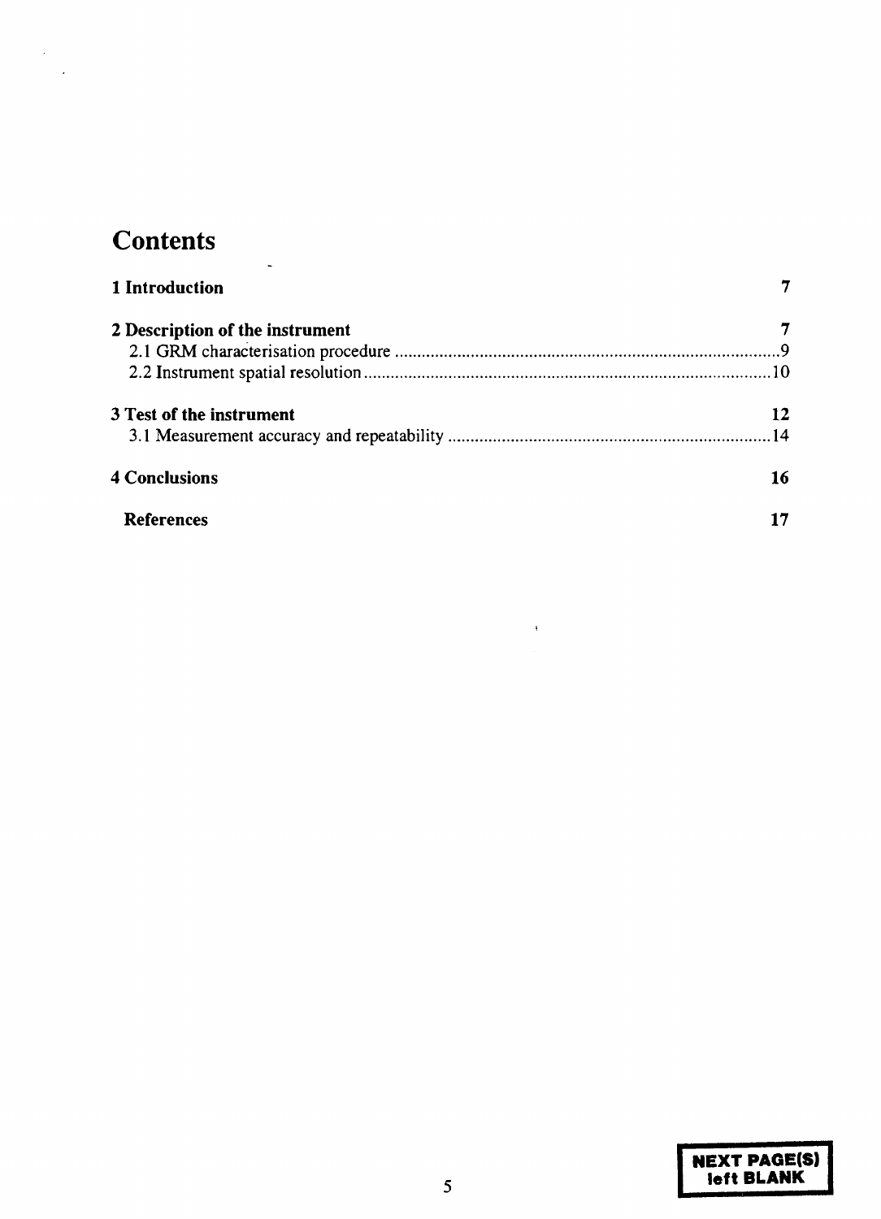# Contents

| | |
|---|---|
| **1 Introduction** | **7** |
| **2 Description of the instrument** | **7** |
| 2.1 GRM characterisation procedure | 9 |
| 2.2 Instrument spatial resolution | 10 |
| **3 Test of the instrument** | **12** |
| 3.1 Measurement accuracy and repeatability | 14 |
| **4 Conclusions** | **16** |
| **References** | **17** |

NEXT PAGE(S) left BLANK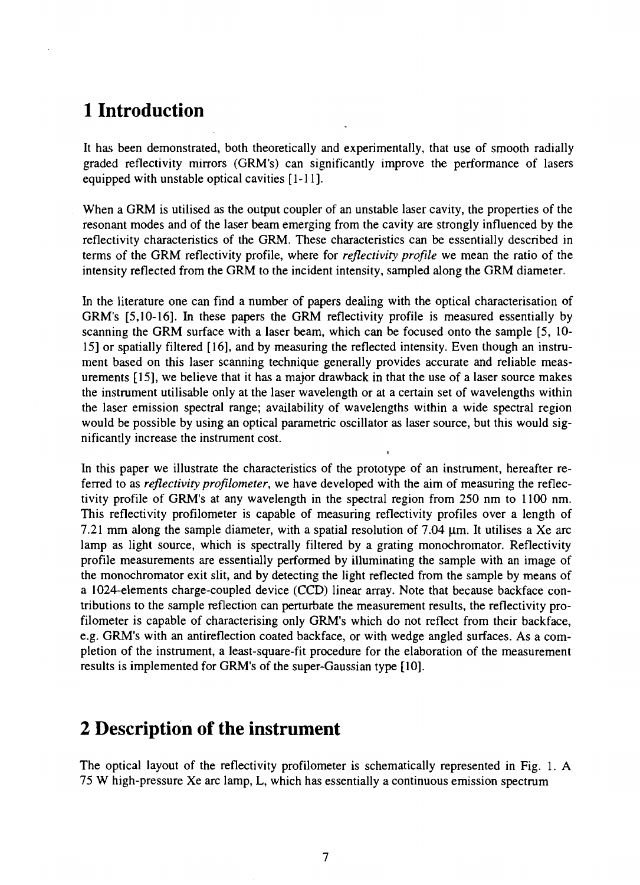# 1 Introduction

It has been demonstrated, both theoretically and experimentally, that use of smooth radially graded reflectivity mirrors (GRM's) can significantly improve the performance of lasers equipped with unstable optical cavities [1-11].

When a GRM is utilised as the output coupler of an unstable laser cavity, the properties of the resonant modes and of the laser beam emerging from the cavity are strongly influenced by the reflectivity characteristics of the GRM. These characteristics can be essentially described in terms of the GRM reflectivity profile, where for *reflectivity profile* we mean the ratio of the intensity reflected from the GRM to the incident intensity, sampled along the GRM diameter.

In the literature one can find a number of papers dealing with the optical characterisation of GRM's [5,10-16]. In these papers the GRM reflectivity profile is measured essentially by scanning the GRM surface with a laser beam, which can be focused onto the sample [5, 10-15] or spatially filtered [16], and by measuring the reflected intensity. Even though an instrument based on this laser scanning technique generally provides accurate and reliable measurements [15], we believe that it has a major drawback in that the use of a laser source makes the instrument utilisable only at the laser wavelength or at a certain set of wavelengths within the laser emission spectral range; availability of wavelengths within a wide spectral region would be possible by using an optical parametric oscillator as laser source, but this would significantly increase the instrument cost.

In this paper we illustrate the characteristics of the prototype of an instrument, hereafter referred to as *reflectivity profilometer*, we have developed with the aim of measuring the reflectivity profile of GRM's at any wavelength in the spectral region from 250 nm to 1100 nm. This reflectivity profilometer is capable of measuring reflectivity profiles over a length of 7.21 mm along the sample diameter, with a spatial resolution of 7.04 μm. It utilises a Xe arc lamp as light source, which is spectrally filtered by a grating monochromator. Reflectivity profile measurements are essentially performed by illuminating the sample with an image of the monochromator exit slit, and by detecting the light reflected from the sample by means of a 1024-elements charge-coupled device (CCD) linear array. Note that because backface contributions to the sample reflection can perturbate the measurement results, the reflectivity profilometer is capable of characterising only GRM's which do not reflect from their backface, e.g. GRM's with an antireflection coated backface, or with wedge angled surfaces. As a completion of the instrument, a least-square-fit procedure for the elaboration of the measurement results is implemented for GRM's of the super-Gaussian type [10].

# 2 Description of the instrument

The optical layout of the reflectivity profilometer is schematically represented in Fig. 1. A 75 W high-pressure Xe arc lamp, L, which has essentially a continuous emission spectrum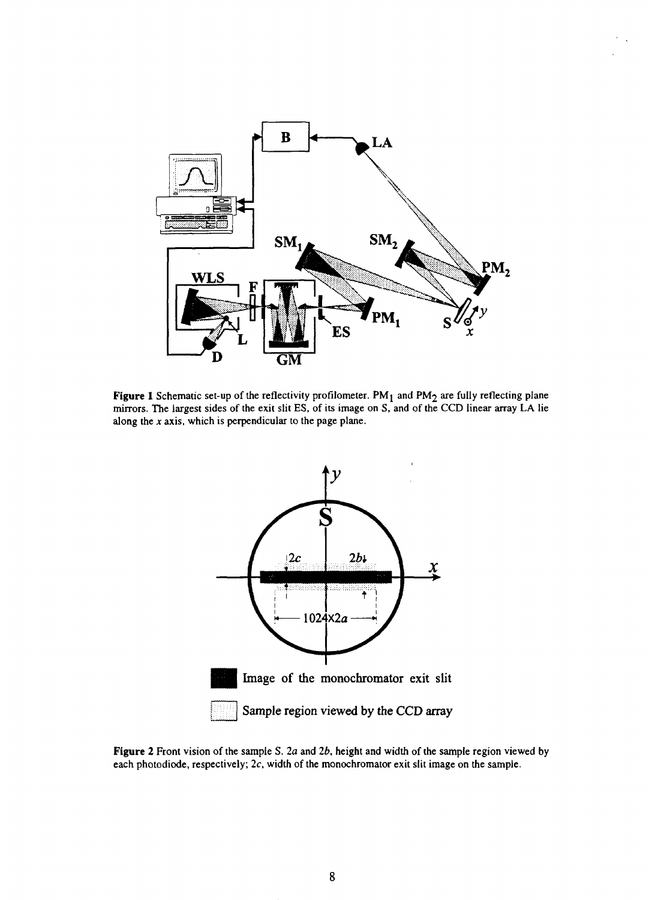**Figure 1** Schematic set-up of the reflectivity profilometer. $PM_1$ and $PM_2$ are fully reflecting plane mirrors. The largest sides of the exit slit ES, of its image on S, and of the CCD linear array LA lie along the $x$ axis, which is perpendicular to the page plane.

**Figure 2** Front vision of the sample S. $2a$ and $2b$, height and width of the sample region viewed by each photodiode, respectively; $2c$, width of the monochromator exit slit image on the sample.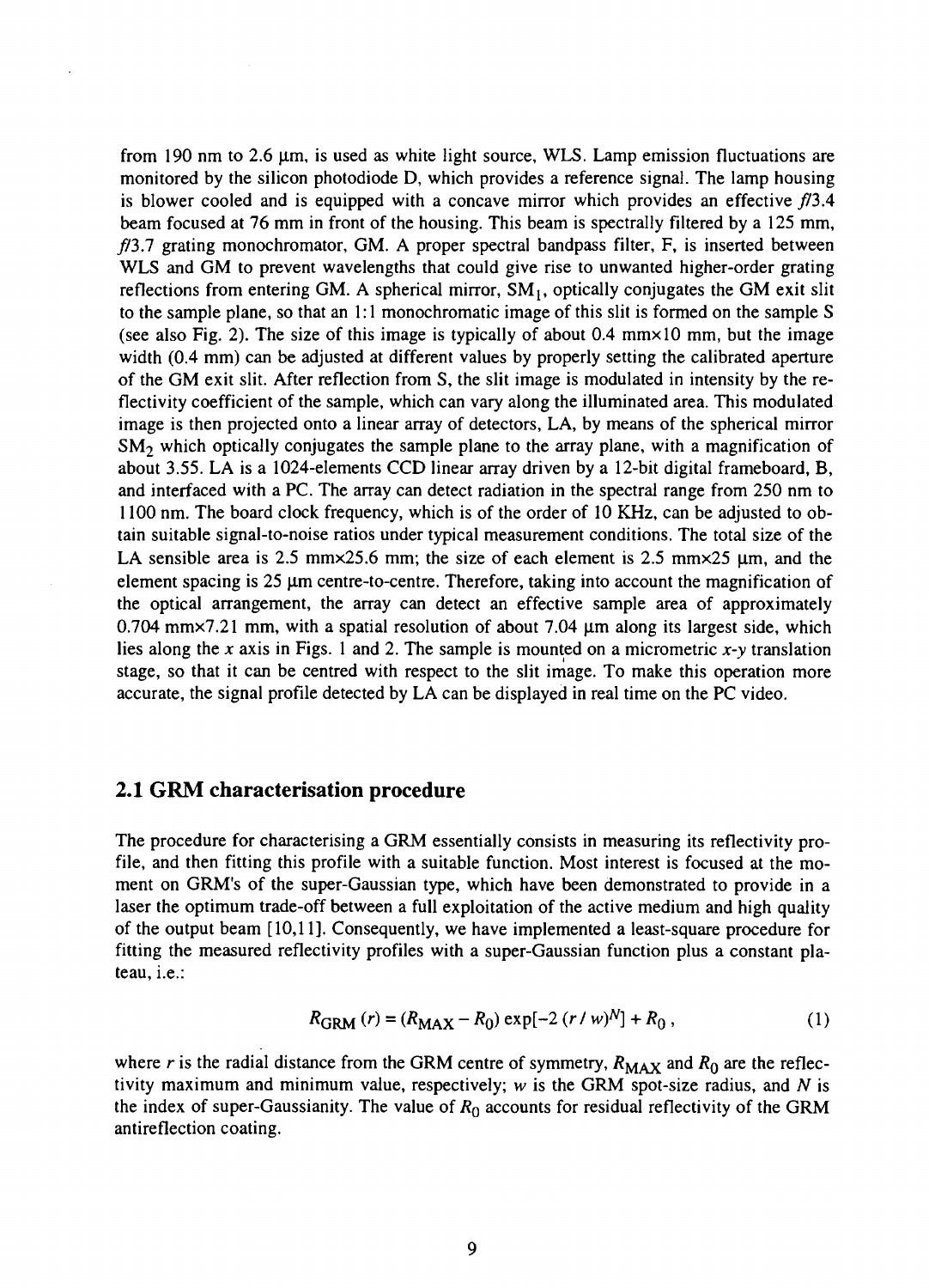from 190 nm to 2.6 μm, is used as white light source, WLS. Lamp emission fluctuations are monitored by the silicon photodiode D, which provides a reference signal. The lamp housing is blower cooled and is equipped with a concave mirror which provides an effective *f*/3.4 beam focused at 76 mm in front of the housing. This beam is spectrally filtered by a 125 mm, *f*/3.7 grating monochromator, GM. A proper spectral bandpass filter, F, is inserted between WLS and GM to prevent wavelengths that could give rise to unwanted higher-order grating reflections from entering GM. A spherical mirror, $SM_1$, optically conjugates the GM exit slit to the sample plane, so that an 1:1 monochromatic image of this slit is formed on the sample S (see also Fig. 2). The size of this image is typically of about 0.4 mm×10 mm, but the image width (0.4 mm) can be adjusted at different values by properly setting the calibrated aperture of the GM exit slit. After reflection from S, the slit image is modulated in intensity by the reflectivity coefficient of the sample, which can vary along the illuminated area. This modulated image is then projected onto a linear array of detectors, LA, by means of the spherical mirror $SM_2$ which optically conjugates the sample plane to the array plane, with a magnification of about 3.55. LA is a 1024-elements CCD linear array driven by a 12-bit digital frameboard, B, and interfaced with a PC. The array can detect radiation in the spectral range from 250 nm to 1100 nm. The board clock frequency, which is of the order of 10 KHz, can be adjusted to obtain suitable signal-to-noise ratios under typical measurement conditions. The total size of the LA sensible area is 2.5 mm×25.6 mm; the size of each element is 2.5 mm×25 μm, and the element spacing is 25 μm centre-to-centre. Therefore, taking into account the magnification of the optical arrangement, the array can detect an effective sample area of approximately 0.704 mm×7.21 mm, with a spatial resolution of about 7.04 μm along its largest side, which lies along the *x* axis in Figs. 1 and 2. The sample is mounted on a micrometric *x-y* translation stage, so that it can be centred with respect to the slit image. To make this operation more accurate, the signal profile detected by LA can be displayed in real time on the PC video.

## 2.1 GRM characterisation procedure

The procedure for characterising a GRM essentially consists in measuring its reflectivity profile, and then fitting this profile with a suitable function. Most interest is focused at the moment on GRM's of the super-Gaussian type, which have been demonstrated to provide in a laser the optimum trade-off between a full exploitation of the active medium and high quality of the output beam [10,11]. Consequently, we have implemented a least-square procedure for fitting the measured reflectivity profiles with a super-Gaussian function plus a constant plateau, i.e.:

$$R_{GRM}(r) = (R_{MAX} - R_0)\exp[-2\,(r/w)^N] + R_0\,, \qquad (1)$$

where $r$ is the radial distance from the GRM centre of symmetry, $R_{MAX}$ and $R_0$ are the reflectivity maximum and minimum value, respectively; $w$ is the GRM spot-size radius, and $N$ is the index of super-Gaussianity. The value of $R_0$ accounts for residual reflectivity of the GRM antireflection coating.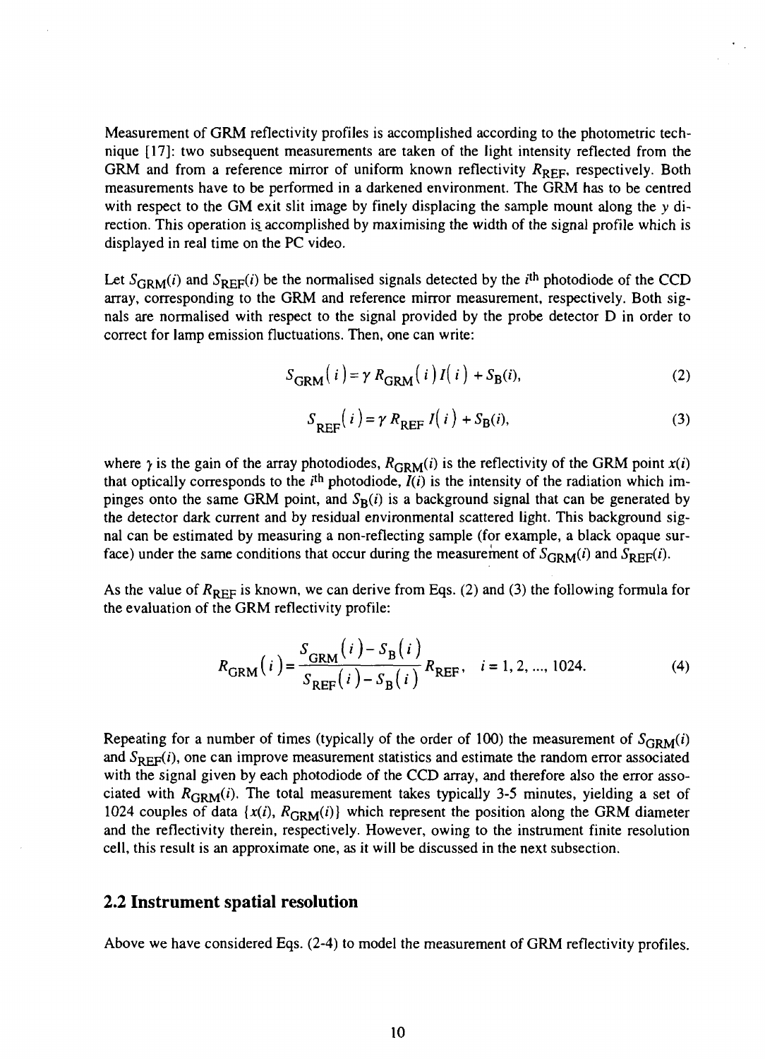Measurement of GRM reflectivity profiles is accomplished according to the photometric technique [17]: two subsequent measurements are taken of the light intensity reflected from the GRM and from a reference mirror of uniform known reflectivity $R_{\mathrm{REF}}$, respectively. Both measurements have to be performed in a darkened environment. The GRM has to be centred with respect to the GM exit slit image by finely displacing the sample mount along the $y$ direction. This operation is accomplished by maximising the width of the signal profile which is displayed in real time on the PC video.

Let $S_{\mathrm{GRM}}(i)$ and $S_{\mathrm{REF}}(i)$ be the normalised signals detected by the $i^{\mathrm{th}}$ photodiode of the CCD array, corresponding to the GRM and reference mirror measurement, respectively. Both signals are normalised with respect to the signal provided by the probe detector D in order to correct for lamp emission fluctuations. Then, one can write:

$$S_{\mathrm{GRM}}(i) = \gamma\, R_{\mathrm{GRM}}(i)\, I(i) + S_{\mathrm{B}}(i), \tag{2}$$

$$S_{\mathrm{REF}}(i) = \gamma\, R_{\mathrm{REF}}\, I(i) + S_{\mathrm{B}}(i), \tag{3}$$

where $\gamma$ is the gain of the array photodiodes, $R_{\mathrm{GRM}}(i)$ is the reflectivity of the GRM point $x(i)$ that optically corresponds to the $i^{\mathrm{th}}$ photodiode, $I(i)$ is the intensity of the radiation which impinges onto the same GRM point, and $S_{\mathrm{B}}(i)$ is a background signal that can be generated by the detector dark current and by residual environmental scattered light. This background signal can be estimated by measuring a non-reflecting sample (for example, a black opaque surface) under the same conditions that occur during the measurement of $S_{\mathrm{GRM}}(i)$ and $S_{\mathrm{REF}}(i)$.

As the value of $R_{\mathrm{REF}}$ is known, we can derive from Eqs. (2) and (3) the following formula for the evaluation of the GRM reflectivity profile:

$$R_{\mathrm{GRM}}(i) = \frac{S_{\mathrm{GRM}}(i) - S_{\mathrm{B}}(i)}{S_{\mathrm{REF}}(i) - S_{\mathrm{B}}(i)}\, R_{\mathrm{REF}}, \quad i = 1, 2, \ldots, 1024. \tag{4}$$

Repeating for a number of times (typically of the order of 100) the measurement of $S_{\mathrm{GRM}}(i)$ and $S_{\mathrm{REF}}(i)$, one can improve measurement statistics and estimate the random error associated with the signal given by each photodiode of the CCD array, and therefore also the error associated with $R_{\mathrm{GRM}}(i)$. The total measurement takes typically 3-5 minutes, yielding a set of 1024 couples of data $\{x(i), R_{\mathrm{GRM}}(i)\}$ which represent the position along the GRM diameter and the reflectivity therein, respectively. However, owing to the instrument finite resolution cell, this result is an approximate one, as it will be discussed in the next subsection.

## 2.2 Instrument spatial resolution

Above we have considered Eqs. (2-4) to model the measurement of GRM reflectivity profiles.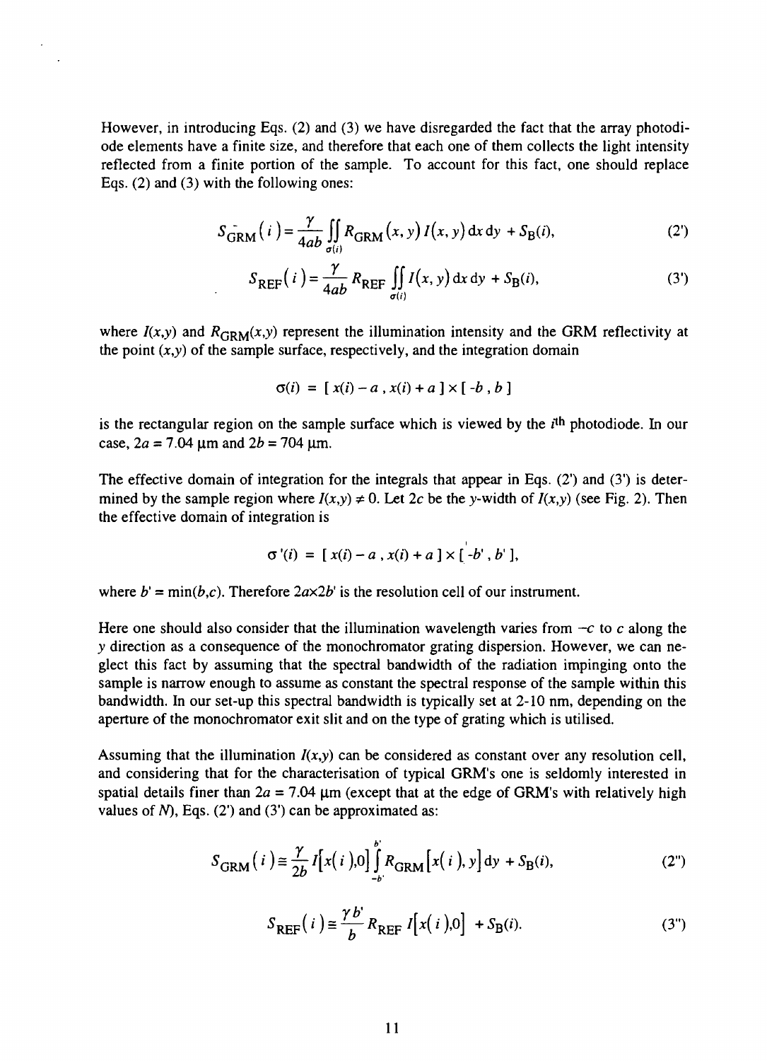However, in introducing Eqs. (2) and (3) we have disregarded the fact that the array photodiode elements have a finite size, and therefore that each one of them collects the light intensity reflected from a finite portion of the sample. To account for this fact, one should replace Eqs. (2) and (3) with the following ones:

$$S_{\mathrm{GRM}}(i) = \frac{\gamma}{4ab} \iint_{\sigma(i)} R_{\mathrm{GRM}}(x,y)\, I(x,y)\, \mathrm{d}x\, \mathrm{d}y \; + S_{\mathrm{B}}(i), \tag{2'}$$

$$S_{\mathrm{REF}}(i) = \frac{\gamma}{4ab} R_{\mathrm{REF}} \iint_{\sigma(i)} I(x,y)\, \mathrm{d}x\, \mathrm{d}y \; + S_{\mathrm{B}}(i), \tag{3'}$$

where $I(x,y)$ and $R_{\mathrm{GRM}}(x,y)$ represent the illumination intensity and the GRM reflectivity at the point $(x,y)$ of the sample surface, respectively, and the integration domain

$$\sigma(i) \;=\; [\, x(i) - a \,,\, x(i) + a \,] \times [\, -b \,,\, b \,]$$

is the rectangular region on the sample surface which is viewed by the $i^{\mathrm{th}}$ photodiode. In our case, $2a = 7.04$ µm and $2b = 704$ µm.

The effective domain of integration for the integrals that appear in Eqs. (2') and (3') is determined by the sample region where $I(x,y) \neq 0$. Let $2c$ be the $y$-width of $I(x,y)$ (see Fig. 2). Then the effective domain of integration is

$$\sigma'(i) \;=\; [\, x(i) - a \,,\, x(i) + a \,] \times [\, -b' \,,\, b' \,],$$

where $b' = \min(b,c)$. Therefore $2a \times 2b'$ is the resolution cell of our instrument.

Here one should also consider that the illumination wavelength varies from $-c$ to $c$ along the $y$ direction as a consequence of the monochromator grating dispersion. However, we can neglect this fact by assuming that the spectral bandwidth of the radiation impinging onto the sample is narrow enough to assume as constant the spectral response of the sample within this bandwidth. In our set-up this spectral bandwidth is typically set at 2-10 nm, depending on the aperture of the monochromator exit slit and on the type of grating which is utilised.

Assuming that the illumination $I(x,y)$ can be considered as constant over any resolution cell, and considering that for the characterisation of typical GRM's one is seldomly interested in spatial details finer than $2a = 7.04$ µm (except that at the edge of GRM's with relatively high values of $N$), Eqs. (2') and (3') can be approximated as:

$$S_{\mathrm{GRM}}(i) \cong \frac{\gamma}{2b} I[x(i),0] \int_{-b'}^{b'} R_{\mathrm{GRM}}[x(i),y]\, \mathrm{d}y \; + S_{\mathrm{B}}(i), \tag{2''}$$

$$S_{\mathrm{REF}}(i) \cong \frac{\gamma b'}{b} R_{\mathrm{REF}}\, I[x(i),0] \; + S_{\mathrm{B}}(i). \tag{3''}$$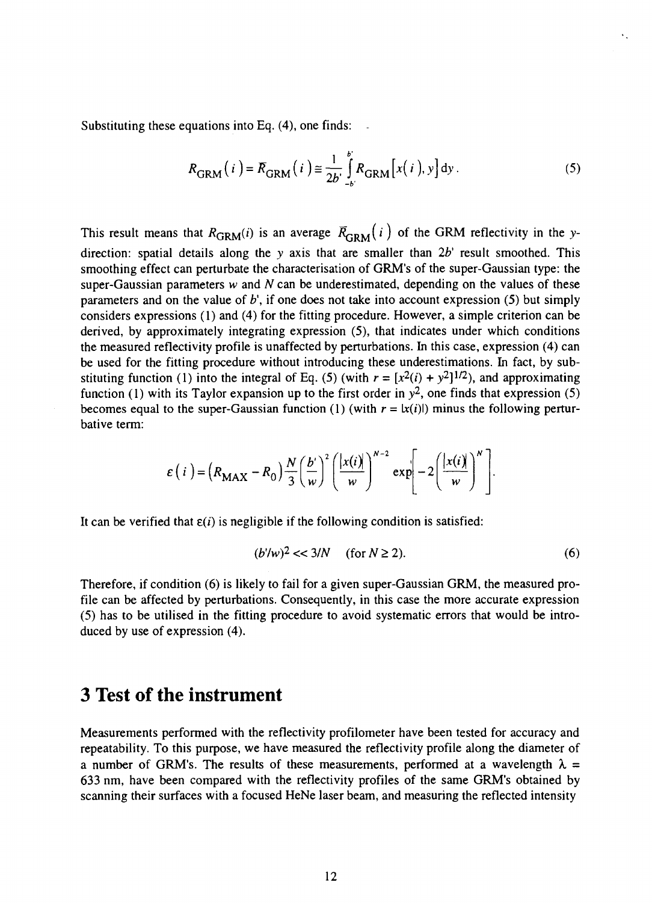Substituting these equations into Eq. (4), one finds:

$$R_{\mathrm{GRM}}(i) = \bar{R}_{\mathrm{GRM}}(i) \cong \frac{1}{2b'} \int_{-b'}^{b'} R_{\mathrm{GRM}}[x(i), y]\, \mathrm{d}y. \tag{5}$$

This result means that $R_{\mathrm{GRM}}(i)$ is an average $\bar{R}_{\mathrm{GRM}}(i)$ of the GRM reflectivity in the $y$-direction: spatial details along the $y$ axis that are smaller than $2b'$ result smoothed. This smoothing effect can perturbate the characterisation of GRM's of the super-Gaussian type: the super-Gaussian parameters $w$ and $N$ can be underestimated, depending on the values of these parameters and on the value of $b'$, if one does not take into account expression (5) but simply considers expressions (1) and (4) for the fitting procedure. However, a simple criterion can be derived, by approximately integrating expression (5), that indicates under which conditions the measured reflectivity profile is unaffected by perturbations. In this case, expression (4) can be used for the fitting procedure without introducing these underestimations. In fact, by substituting function (1) into the integral of Eq. (5) (with $r = [x^2(i) + y^2]^{1/2}$), and approximating function (1) with its Taylor expansion up to the first order in $y^2$, one finds that expression (5) becomes equal to the super-Gaussian function (1) (with $r = |x(i)|$) minus the following perturbative term:

$$\varepsilon(i) = \left(R_{\mathrm{MAX}} - R_0\right) \frac{N}{3} \left(\frac{b'}{w}\right)^2 \left(\frac{|x(i)|}{w}\right)^{N-2} \exp\left[-2\left(\frac{|x(i)|}{w}\right)^N\right].$$

It can be verified that $\varepsilon(i)$ is negligible if the following condition is satisfied:

$$(b'/w)^2 << 3/N \quad (\text{for } N \geq 2). \tag{6}$$

Therefore, if condition (6) is likely to fail for a given super-Gaussian GRM, the measured profile can be affected by perturbations. Consequently, in this case the more accurate expression (5) has to be utilised in the fitting procedure to avoid systematic errors that would be introduced by use of expression (4).

# 3 Test of the instrument

Measurements performed with the reflectivity profilometer have been tested for accuracy and repeatability. To this purpose, we have measured the reflectivity profile along the diameter of a number of GRM's. The results of these measurements, performed at a wavelength $\lambda$ = 633 nm, have been compared with the reflectivity profiles of the same GRM's obtained by scanning their surfaces with a focused HeNe laser beam, and measuring the reflected intensity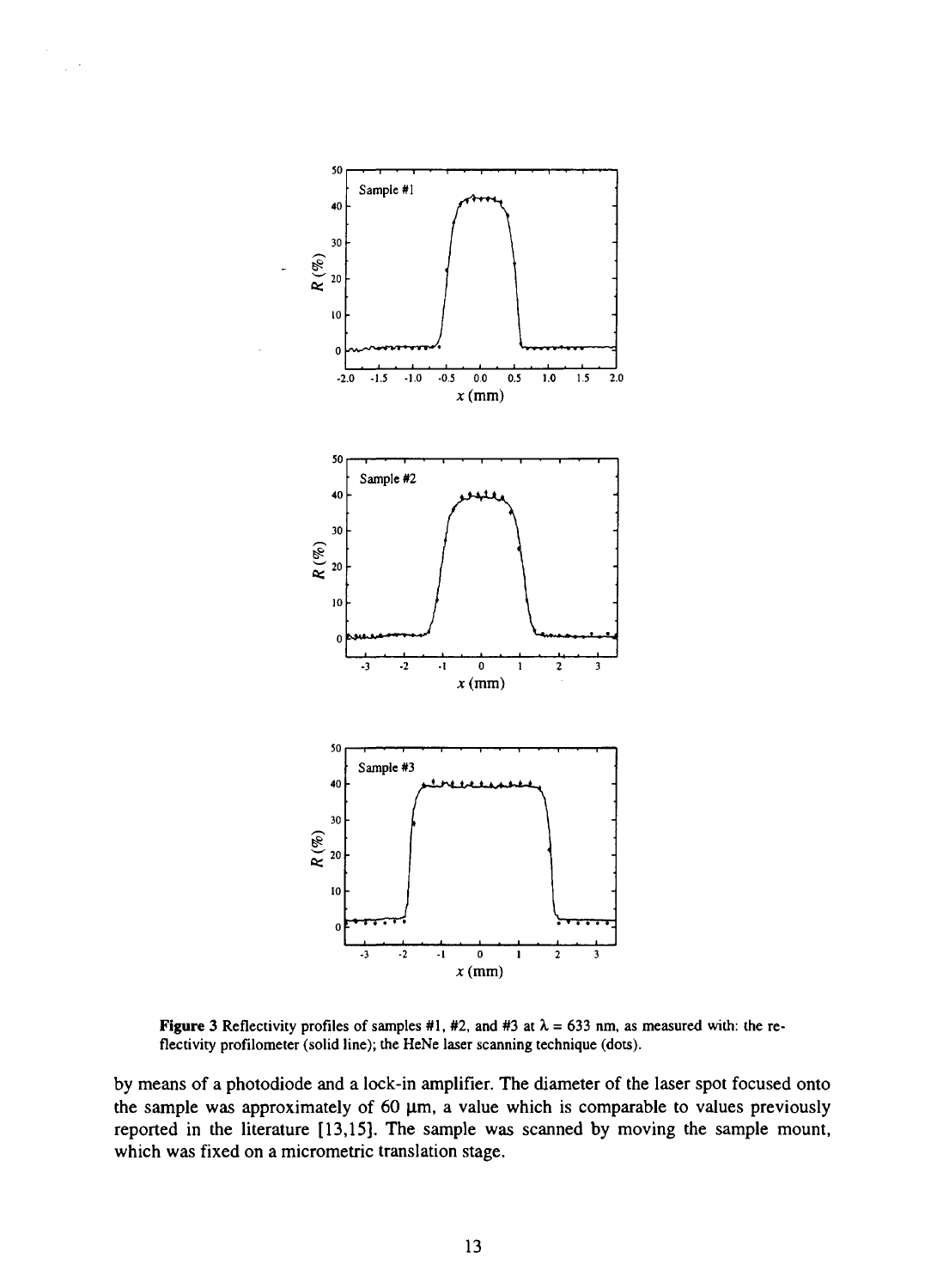**Figure 3** Reflectivity profiles of samples #1, #2, and #3 at $\lambda = 633$ nm, as measured with: the reflectivity profilometer (solid line); the HeNe laser scanning technique (dots).

by means of a photodiode and a lock-in amplifier. The diameter of the laser spot focused onto the sample was approximately of 60 μm, a value which is comparable to values previously reported in the literature [13,15]. The sample was scanned by moving the sample mount, which was fixed on a micrometric translation stage.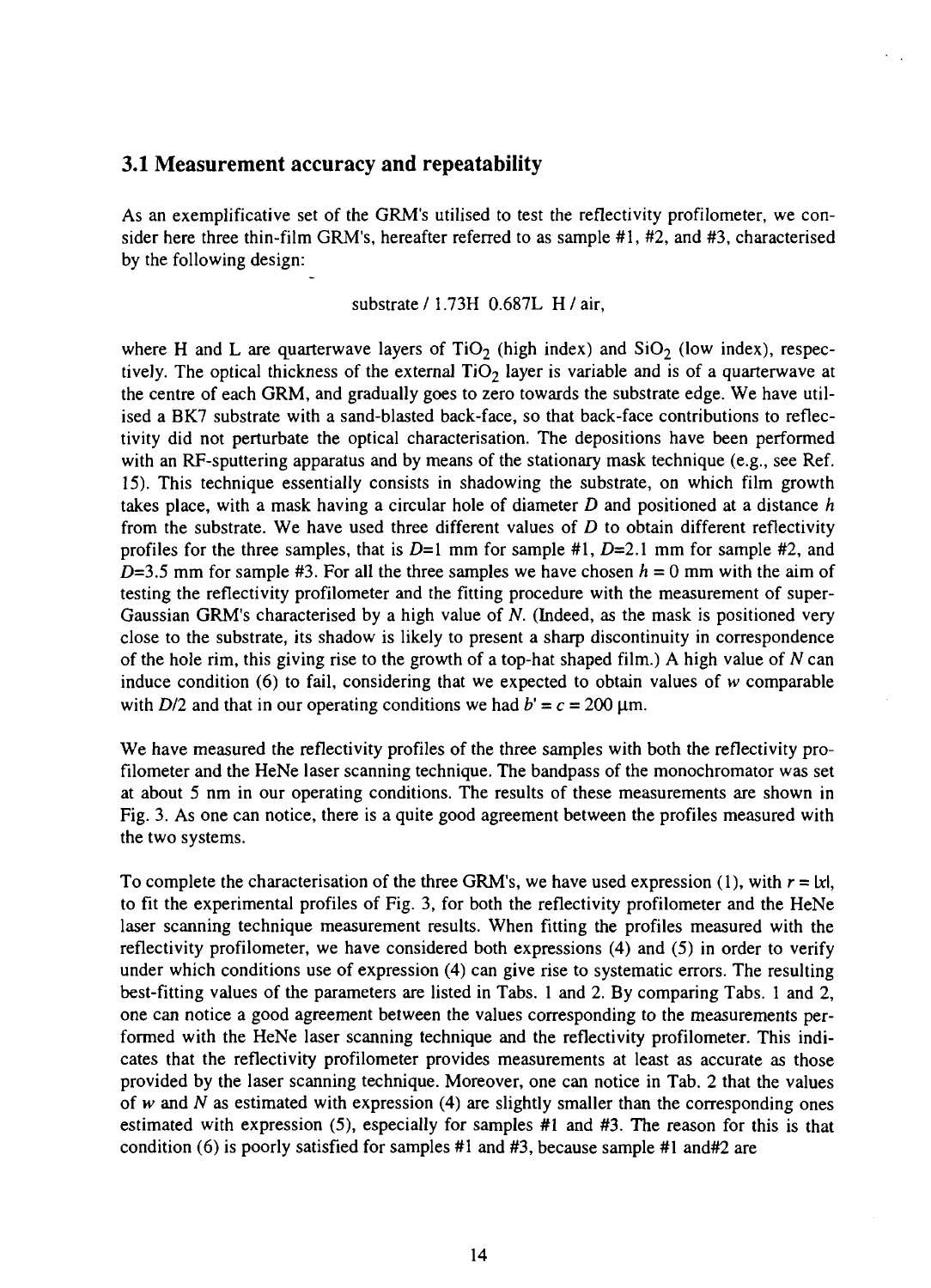## 3.1 Measurement accuracy and repeatability

As an exemplificative set of the GRM's utilised to test the reflectivity profilometer, we consider here three thin-film GRM's, hereafter referred to as sample #1, #2, and #3, characterised by the following design:

substrate / 1.73H 0.687L H / air,

where H and L are quarterwave layers of $TiO_2$ (high index) and $SiO_2$ (low index), respectively. The optical thickness of the external $TiO_2$ layer is variable and is of a quarterwave at the centre of each GRM, and gradually goes to zero towards the substrate edge. We have utilised a BK7 substrate with a sand-blasted back-face, so that back-face contributions to reflectivity did not perturbate the optical characterisation. The depositions have been performed with an RF-sputtering apparatus and by means of the stationary mask technique (e.g., see Ref. 15). This technique essentially consists in shadowing the substrate, on which film growth takes place, with a mask having a circular hole of diameter $D$ and positioned at a distance $h$ from the substrate. We have used three different values of $D$ to obtain different reflectivity profiles for the three samples, that is $D$=1 mm for sample #1, $D$=2.1 mm for sample #2, and $D$=3.5 mm for sample #3. For all the three samples we have chosen $h$ = 0 mm with the aim of testing the reflectivity profilometer and the fitting procedure with the measurement of super-Gaussian GRM's characterised by a high value of $N$. (Indeed, as the mask is positioned very close to the substrate, its shadow is likely to present a sharp discontinuity in correspondence of the hole rim, this giving rise to the growth of a top-hat shaped film.) A high value of $N$ can induce condition (6) to fail, considering that we expected to obtain values of $w$ comparable with $D/2$ and that in our operating conditions we had $b' = c = 200$ μm.

We have measured the reflectivity profiles of the three samples with both the reflectivity profilometer and the HeNe laser scanning technique. The bandpass of the monochromator was set at about 5 nm in our operating conditions. The results of these measurements are shown in Fig. 3. As one can notice, there is a quite good agreement between the profiles measured with the two systems.

To complete the characterisation of the three GRM's, we have used expression (1), with $r = |x|$, to fit the experimental profiles of Fig. 3, for both the reflectivity profilometer and the HeNe laser scanning technique measurement results. When fitting the profiles measured with the reflectivity profilometer, we have considered both expressions (4) and (5) in order to verify under which conditions use of expression (4) can give rise to systematic errors. The resulting best-fitting values of the parameters are listed in Tabs. 1 and 2. By comparing Tabs. 1 and 2, one can notice a good agreement between the values corresponding to the measurements performed with the HeNe laser scanning technique and the reflectivity profilometer. This indicates that the reflectivity profilometer provides measurements at least as accurate as those provided by the laser scanning technique. Moreover, one can notice in Tab. 2 that the values of $w$ and $N$ as estimated with expression (4) are slightly smaller than the corresponding ones estimated with expression (5), especially for samples #1 and #3. The reason for this is that condition (6) is poorly satisfied for samples #1 and #3, because sample #1 and#2 are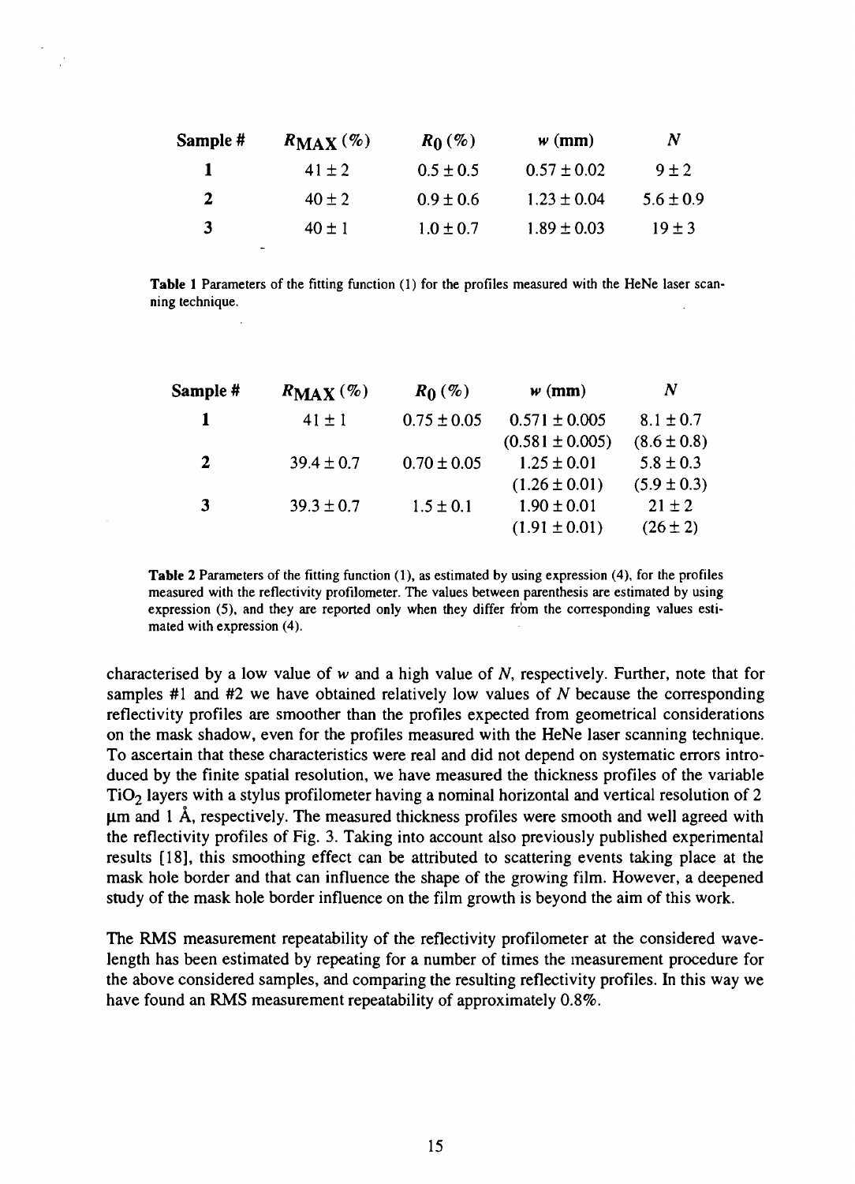| Sample # | $R_{MAX}$ (%) | $R_0$ (%) | $w$ (mm) | $N$ |
|---|---|---|---|---|
| 1 | $41 \pm 2$ | $0.5 \pm 0.5$ | $0.57 \pm 0.02$ | $9 \pm 2$ |
| 2 | $40 \pm 2$ | $0.9 \pm 0.6$ | $1.23 \pm 0.04$ | $5.6 \pm 0.9$ |
| 3 | $40 \pm 1$ | $1.0 \pm 0.7$ | $1.89 \pm 0.03$ | $19 \pm 3$ |

**Table 1** Parameters of the fitting function (1) for the profiles measured with the HeNe laser scanning technique.

| Sample # | $R_{MAX}$ (%) | $R_0$ (%) | $w$ (mm) | $N$ |
|---|---|---|---|---|
| 1 | $41 \pm 1$ | $0.75 \pm 0.05$ | $0.571 \pm 0.005$ ($0.581 \pm 0.005$) | $8.1 \pm 0.7$ ($8.6 \pm 0.8$) |
| 2 | $39.4 \pm 0.7$ | $0.70 \pm 0.05$ | $1.25 \pm 0.01$ ($1.26 \pm 0.01$) | $5.8 \pm 0.3$ ($5.9 \pm 0.3$) |
| 3 | $39.3 \pm 0.7$ | $1.5 \pm 0.1$ | $1.90 \pm 0.01$ ($1.91 \pm 0.01$) | $21 \pm 2$ ($26 \pm 2$) |

**Table 2** Parameters of the fitting function (1), as estimated by using expression (4), for the profiles measured with the reflectivity profilometer. The values between parenthesis are estimated by using expression (5), and they are reported only when they differ from the corresponding values estimated with expression (4).

characterised by a low value of $w$ and a high value of $N$, respectively. Further, note that for samples #1 and #2 we have obtained relatively low values of $N$ because the corresponding reflectivity profiles are smoother than the profiles expected from geometrical considerations on the mask shadow, even for the profiles measured with the HeNe laser scanning technique. To ascertain that these characteristics were real and did not depend on systematic errors introduced by the finite spatial resolution, we have measured the thickness profiles of the variable $TiO_2$ layers with a stylus profilometer having a nominal horizontal and vertical resolution of 2 μm and 1 Å, respectively. The measured thickness profiles were smooth and well agreed with the reflectivity profiles of Fig. 3. Taking into account also previously published experimental results [18], this smoothing effect can be attributed to scattering events taking place at the mask hole border and that can influence the shape of the growing film. However, a deepened study of the mask hole border influence on the film growth is beyond the aim of this work.

The RMS measurement repeatability of the reflectivity profilometer at the considered wavelength has been estimated by repeating for a number of times the measurement procedure for the above considered samples, and comparing the resulting reflectivity profiles. In this way we have found an RMS measurement repeatability of approximately 0.8%.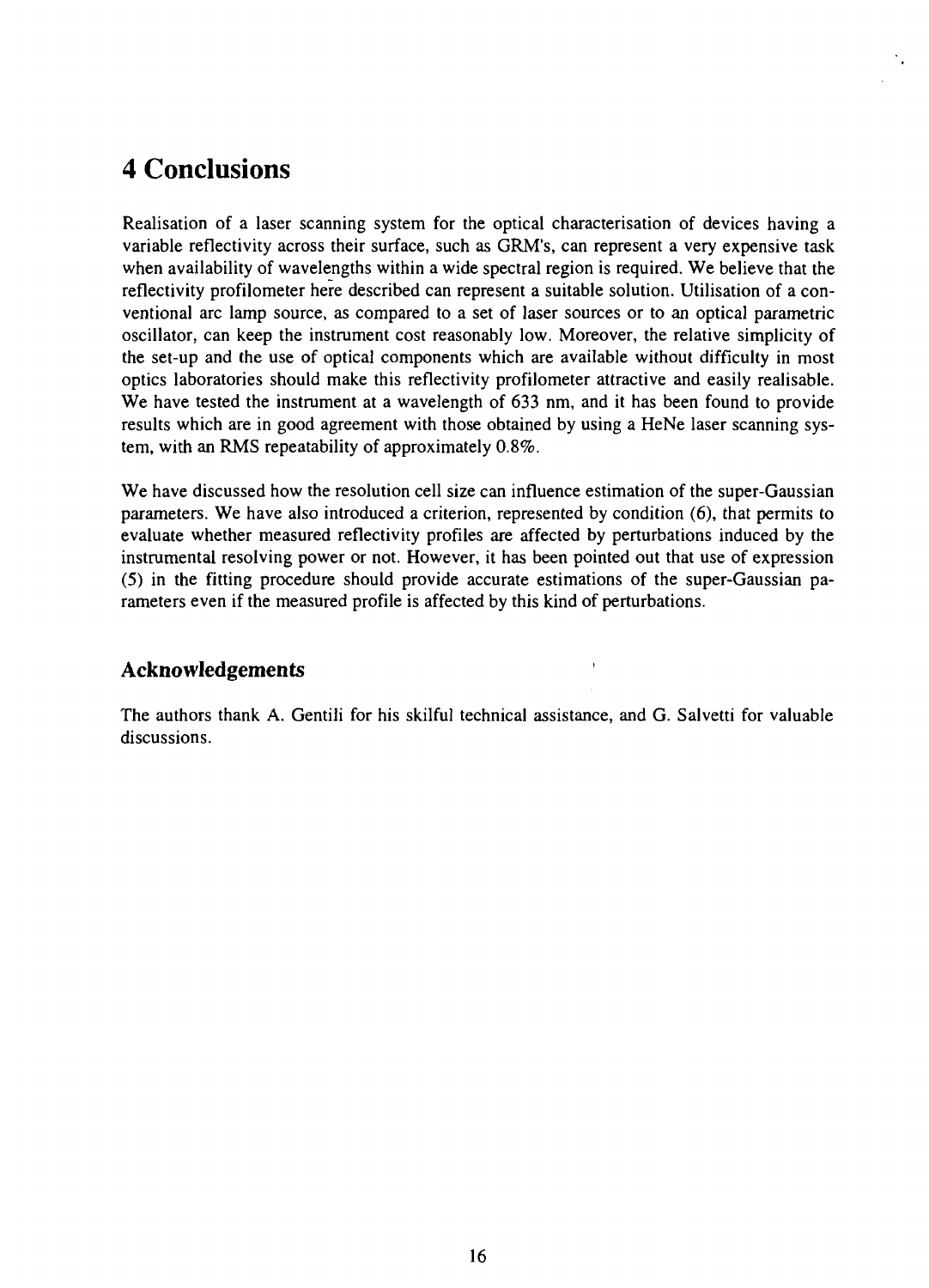# 4 Conclusions

Realisation of a laser scanning system for the optical characterisation of devices having a variable reflectivity across their surface, such as GRM's, can represent a very expensive task when availability of wavelengths within a wide spectral region is required. We believe that the reflectivity profilometer here described can represent a suitable solution. Utilisation of a conventional arc lamp source, as compared to a set of laser sources or to an optical parametric oscillator, can keep the instrument cost reasonably low. Moreover, the relative simplicity of the set-up and the use of optical components which are available without difficulty in most optics laboratories should make this reflectivity profilometer attractive and easily realisable. We have tested the instrument at a wavelength of 633 nm, and it has been found to provide results which are in good agreement with those obtained by using a HeNe laser scanning system, with an RMS repeatability of approximately 0.8%.

We have discussed how the resolution cell size can influence estimation of the super-Gaussian parameters. We have also introduced a criterion, represented by condition (6), that permits to evaluate whether measured reflectivity profiles are affected by perturbations induced by the instrumental resolving power or not. However, it has been pointed out that use of expression (5) in the fitting procedure should provide accurate estimations of the super-Gaussian parameters even if the measured profile is affected by this kind of perturbations.

## Acknowledgements

The authors thank A. Gentili for his skilful technical assistance, and G. Salvetti for valuable discussions.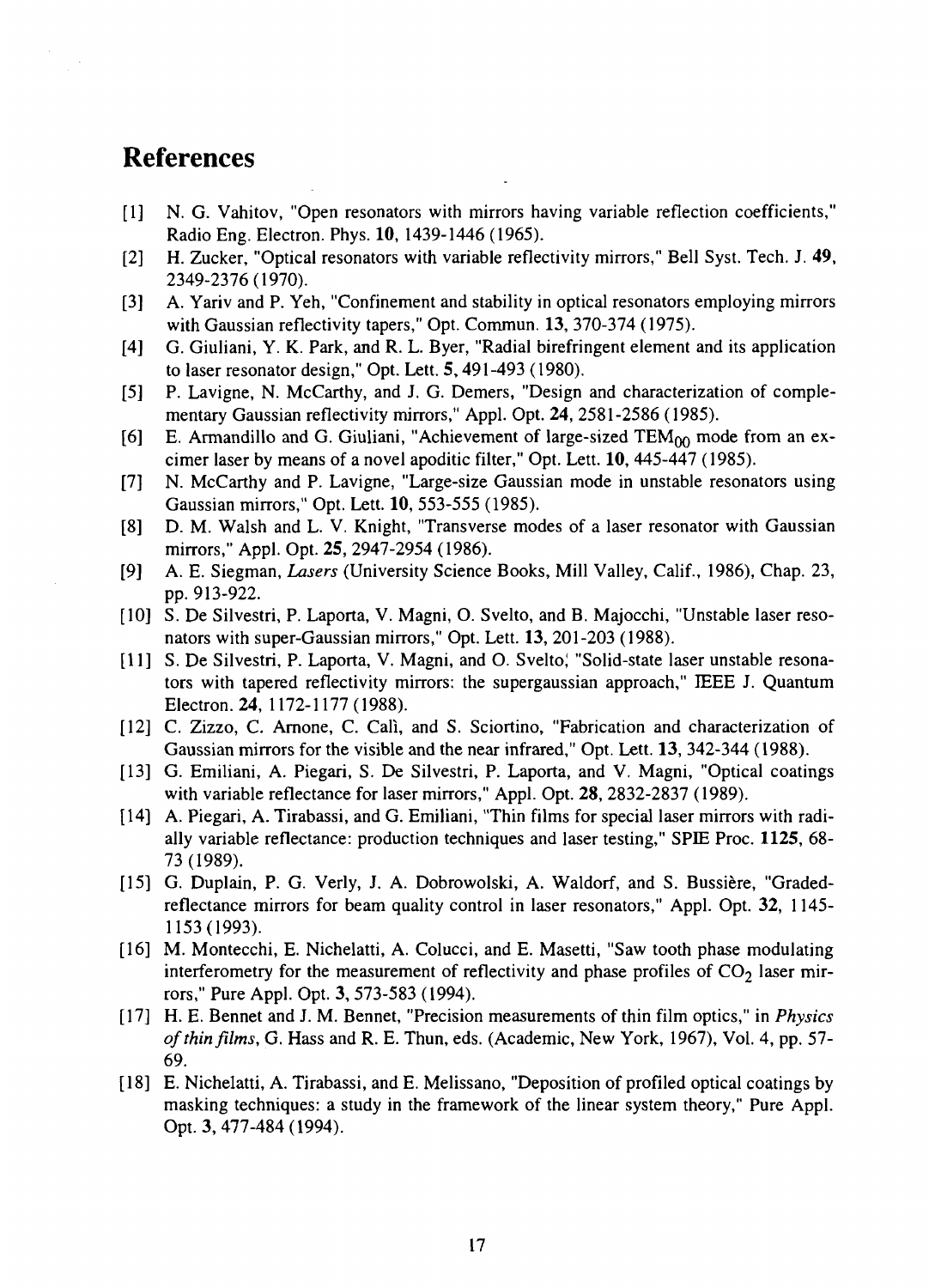# References

[1] N. G. Vahitov, "Open resonators with mirrors having variable reflection coefficients," Radio Eng. Electron. Phys. **10**, 1439-1446 (1965).

[2] H. Zucker, "Optical resonators with variable reflectivity mirrors," Bell Syst. Tech. J. **49**, 2349-2376 (1970).

[3] A. Yariv and P. Yeh, "Confinement and stability in optical resonators employing mirrors with Gaussian reflectivity tapers," Opt. Commun. **13**, 370-374 (1975).

[4] G. Giuliani, Y. K. Park, and R. L. Byer, "Radial birefringent element and its application to laser resonator design," Opt. Lett. **5**, 491-493 (1980).

[5] P. Lavigne, N. McCarthy, and J. G. Demers, "Design and characterization of complementary Gaussian reflectivity mirrors," Appl. Opt. **24**, 2581-2586 (1985).

[6] E. Armandillo and G. Giuliani, "Achievement of large-sized $TEM_{00}$ mode from an excimer laser by means of a novel apoditic filter," Opt. Lett. **10**, 445-447 (1985).

[7] N. McCarthy and P. Lavigne, "Large-size Gaussian mode in unstable resonators using Gaussian mirrors," Opt. Lett. **10**, 553-555 (1985).

[8] D. M. Walsh and L. V. Knight, "Transverse modes of a laser resonator with Gaussian mirrors," Appl. Opt. **25**, 2947-2954 (1986).

[9] A. E. Siegman, *Lasers* (University Science Books, Mill Valley, Calif., 1986), Chap. 23, pp. 913-922.

[10] S. De Silvestri, P. Laporta, V. Magni, O. Svelto, and B. Majocchi, "Unstable laser resonators with super-Gaussian mirrors," Opt. Lett. **13**, 201-203 (1988).

[11] S. De Silvestri, P. Laporta, V. Magni, and O. Svelto, "Solid-state laser unstable resonators with tapered reflectivity mirrors: the supergaussian approach," IEEE J. Quantum Electron. **24**, 1172-1177 (1988).

[12] C. Zizzo, C. Arnone, C. Calì, and S. Sciortino, "Fabrication and characterization of Gaussian mirrors for the visible and the near infrared," Opt. Lett. **13**, 342-344 (1988).

[13] G. Emiliani, A. Piegari, S. De Silvestri, P. Laporta, and V. Magni, "Optical coatings with variable reflectance for laser mirrors," Appl. Opt. **28**, 2832-2837 (1989).

[14] A. Piegari, A. Tirabassi, and G. Emiliani, "Thin films for special laser mirrors with radially variable reflectance: production techniques and laser testing," SPIE Proc. **1125**, 68-73 (1989).

[15] G. Duplain, P. G. Verly, J. A. Dobrowolski, A. Waldorf, and S. Bussière, "Graded-reflectance mirrors for beam quality control in laser resonators," Appl. Opt. **32**, 1145-1153 (1993).

[16] M. Montecchi, E. Nichelatti, A. Colucci, and E. Masetti, "Saw tooth phase modulating interferometry for the measurement of reflectivity and phase profiles of $CO_2$ laser mirrors," Pure Appl. Opt. **3**, 573-583 (1994).

[17] H. E. Bennet and J. M. Bennet, "Precision measurements of thin film optics," in *Physics of thin films*, G. Hass and R. E. Thun, eds. (Academic, New York, 1967), Vol. 4, pp. 57-69.

[18] E. Nichelatti, A. Tirabassi, and E. Melissano, "Deposition of profiled optical coatings by masking techniques: a study in the framework of the linear system theory," Pure Appl. Opt. **3**, 477-484 (1994).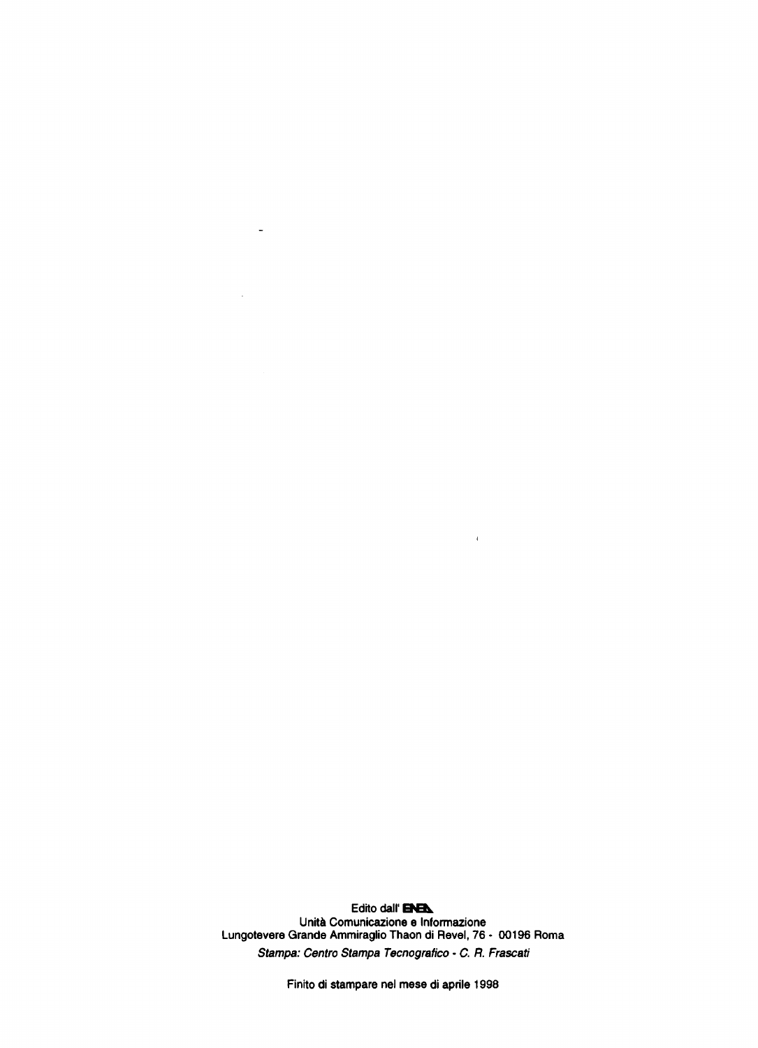Edito dall' ENEA
Unità Comunicazione e Informazione
Lungotevere Grande Ammiraglio Thaon di Revel, 76 - 00196 Roma

*Stampa: Centro Stampa Tecnografico - C. R. Frascati*

Finito di stampare nel mese di aprile 1998